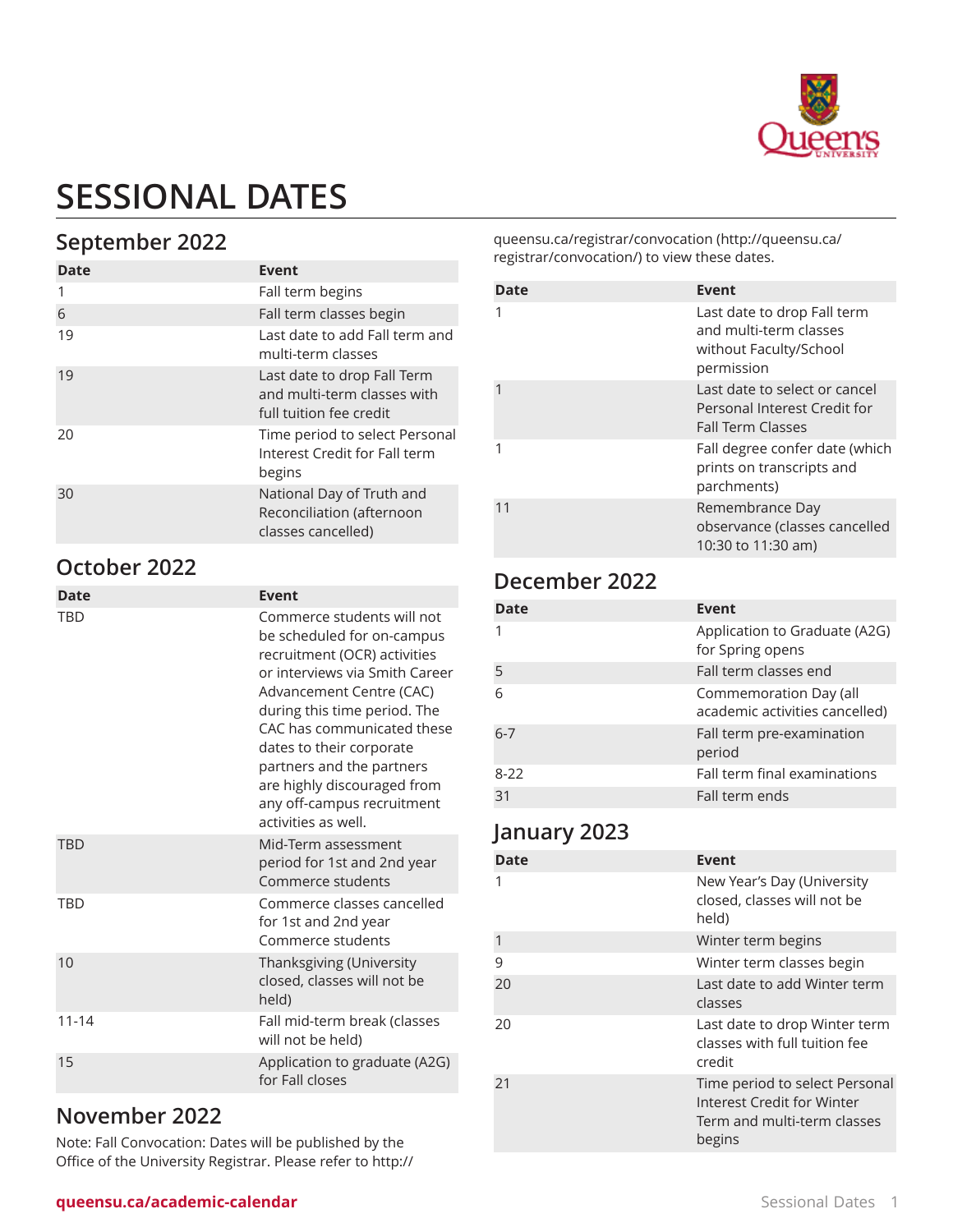# SESSIONAL DATES

## September 2022

| Date | Event |
|---|---|
| 1 | Fall term begins |
| 6 | Fall term classes begin |
| 19 | Last date to add Fall term and multi-term classes |
| 19 | Last date to drop Fall Term and multi-term classes with full tuition fee credit |
| 20 | Time period to select Personal Interest Credit for Fall term begins |
| 30 | National Day of Truth and Reconciliation (afternoon classes cancelled) |

## October 2022

| Date | Event |
|---|---|
| TBD | Commerce students will not be scheduled for on-campus recruitment (OCR) activities or interviews via Smith Career Advancement Centre (CAC) during this time period. The CAC has communicated these dates to their corporate partners and the partners are highly discouraged from any off-campus recruitment activities as well. |
| TBD | Mid-Term assessment period for 1st and 2nd year Commerce students |
| TBD | Commerce classes cancelled for 1st and 2nd year Commerce students |
| 10 | Thanksgiving (University closed, classes will not be held) |
| 11-14 | Fall mid-term break (classes will not be held) |
| 15 | Application to graduate (A2G) for Fall closes |

## November 2022

Note: Fall Convocation: Dates will be published by the Office of the University Registrar. Please refer to http://queensu.ca/registrar/convocation (http://queensu.ca/registrar/convocation/) to view these dates.

| Date | Event |
|---|---|
| 1 | Last date to drop Fall term and multi-term classes without Faculty/School permission |
| 1 | Last date to select or cancel Personal Interest Credit for Fall Term Classes |
| 1 | Fall degree confer date (which prints on transcripts and parchments) |
| 11 | Remembrance Day observance (classes cancelled 10:30 to 11:30 am) |

## December 2022

| Date | Event |
|---|---|
| 1 | Application to Graduate (A2G) for Spring opens |
| 5 | Fall term classes end |
| 6 | Commemoration Day (all academic activities cancelled) |
| 6-7 | Fall term pre-examination period |
| 8-22 | Fall term final examinations |
| 31 | Fall term ends |

## January 2023

| Date | Event |
|---|---|
| 1 | New Year's Day (University closed, classes will not be held) |
| 1 | Winter term begins |
| 9 | Winter term classes begin |
| 20 | Last date to add Winter term classes |
| 20 | Last date to drop Winter term classes with full tuition fee credit |
| 21 | Time period to select Personal Interest Credit for Winter Term and multi-term classes begins |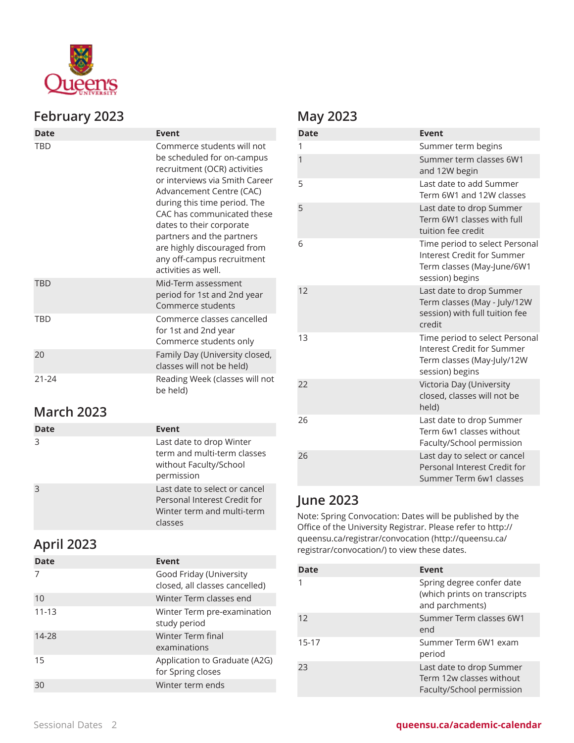## February 2023

| Date | Event |
|---|---|
| TBD | Commerce students will not be scheduled for on-campus recruitment (OCR) activities or interviews via Smith Career Advancement Centre (CAC) during this time period. The CAC has communicated these dates to their corporate partners and the partners are highly discouraged from any off-campus recruitment activities as well. |
| TBD | Mid-Term assessment period for 1st and 2nd year Commerce students |
| TBD | Commerce classes cancelled for 1st and 2nd year Commerce students only |
| 20 | Family Day (University closed, classes will not be held) |
| 21-24 | Reading Week (classes will not be held) |

## March 2023

| Date | Event |
|---|---|
| 3 | Last date to drop Winter term and multi-term classes without Faculty/School permission |
| 3 | Last date to select or cancel Personal Interest Credit for Winter term and multi-term classes |

## April 2023

| Date | Event |
|---|---|
| 7 | Good Friday (University closed, all classes cancelled) |
| 10 | Winter Term classes end |
| 11-13 | Winter Term pre-examination study period |
| 14-28 | Winter Term final examinations |
| 15 | Application to Graduate (A2G) for Spring closes |
| 30 | Winter term ends |

## May 2023

| Date | Event |
|---|---|
| 1 | Summer term begins |
| 1 | Summer term classes 6W1 and 12W begin |
| 5 | Last date to add Summer Term 6W1 and 12W classes |
| 5 | Last date to drop Summer Term 6W1 classes with full tuition fee credit |
| 6 | Time period to select Personal Interest Credit for Summer Term classes (May-June/6W1 session) begins |
| 12 | Last date to drop Summer Term classes (May - July/12W session) with full tuition fee credit |
| 13 | Time period to select Personal Interest Credit for Summer Term classes (May-July/12W session) begins |
| 22 | Victoria Day (University closed, classes will not be held) |
| 26 | Last date to drop Summer Term 6w1 classes without Faculty/School permission |
| 26 | Last day to select or cancel Personal Interest Credit for Summer Term 6w1 classes |

## June 2023

Note: Spring Convocation: Dates will be published by the Office of the University Registrar. Please refer to http://queensu.ca/registrar/convocation (http://queensu.ca/registrar/convocation/) to view these dates.

| Date | Event |
|---|---|
| 1 | Spring degree confer date (which prints on transcripts and parchments) |
| 12 | Summer Term classes 6W1 end |
| 15-17 | Summer Term 6W1 exam period |
| 23 | Last date to drop Summer Term 12w classes without Faculty/School permission |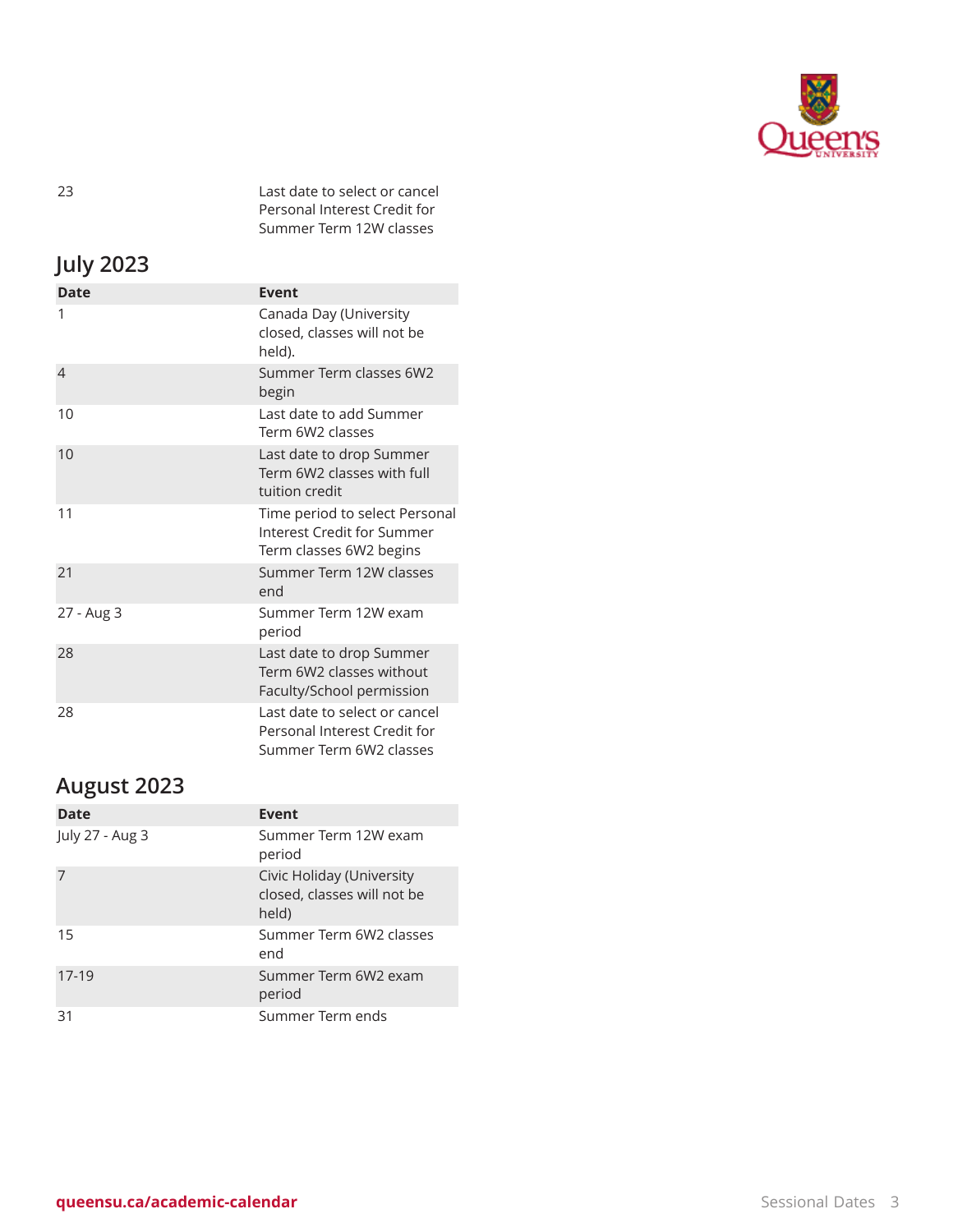| | |
|---|---|
| 23 | Last date to select or cancel Personal Interest Credit for Summer Term 12W classes |

## July 2023

| Date | Event |
|---|---|
| 1 | Canada Day (University closed, classes will not be held). |
| 4 | Summer Term classes 6W2 begin |
| 10 | Last date to add Summer Term 6W2 classes |
| 10 | Last date to drop Summer Term 6W2 classes with full tuition credit |
| 11 | Time period to select Personal Interest Credit for Summer Term classes 6W2 begins |
| 21 | Summer Term 12W classes end |
| 27 - Aug 3 | Summer Term 12W exam period |
| 28 | Last date to drop Summer Term 6W2 classes without Faculty/School permission |
| 28 | Last date to select or cancel Personal Interest Credit for Summer Term 6W2 classes |

## August 2023

| Date | Event |
|---|---|
| July 27 - Aug 3 | Summer Term 12W exam period |
| 7 | Civic Holiday (University closed, classes will not be held) |
| 15 | Summer Term 6W2 classes end |
| 17-19 | Summer Term 6W2 exam period |
| 31 | Summer Term ends |